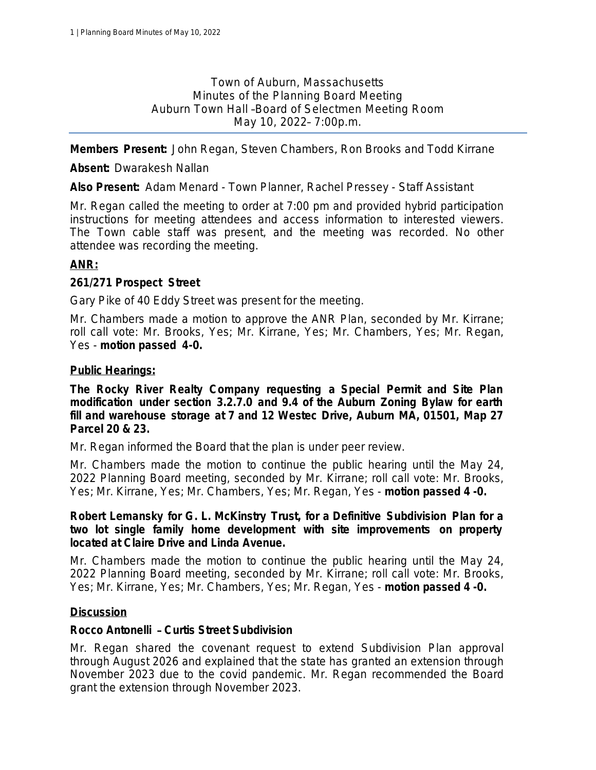# Town of Auburn, Massachusetts
## Minutes of the Planning Board Meeting
### Auburn Town Hall –Board of Selectmen Meeting Room
### May 10, 2022– 7:00p.m.

---

**Members Present:** John Regan, Steven Chambers, Ron Brooks and Todd Kirrane

**Absent:** Dwarakesh Nallan

**Also Present:** Adam Menard - Town Planner, Rachel Pressey - Staff Assistant

Mr. Regan called the meeting to order at 7:00 pm and provided hybrid participation instructions for meeting attendees and access information to interested viewers. The Town cable staff was present, and the meeting was recorded. No other attendee was recording the meeting.

**ANR:**

**261/271 Prospect Street**

Gary Pike of 40 Eddy Street was present for the meeting.

Mr. Chambers made a motion to approve the ANR Plan, seconded by Mr. Kirrane; roll call vote: Mr. Brooks, Yes; Mr. Kirrane, Yes; Mr. Chambers, Yes; Mr. Regan, Yes - **motion passed 4-0.**

**Public Hearings:**

**The Rocky River Realty Company requesting a Special Permit and Site Plan modification under section 3.2.7.0 and 9.4 of the Auburn Zoning Bylaw for earth fill and warehouse storage at 7 and 12 Westec Drive, Auburn MA, 01501, Map 27 Parcel 20 & 23.**

Mr. Regan informed the Board that the plan is under peer review.

Mr. Chambers made the motion to continue the public hearing until the May 24, 2022 Planning Board meeting, seconded by Mr. Kirrane; roll call vote: Mr. Brooks, Yes; Mr. Kirrane, Yes; Mr. Chambers, Yes; Mr. Regan, Yes - **motion passed 4 -0.**

**Robert Lemansky for G. L. McKinstry Trust, for a Definitive Subdivision Plan for a two lot single family home development with site improvements on property located at Claire Drive and Linda Avenue.**

Mr. Chambers made the motion to continue the public hearing until the May 24, 2022 Planning Board meeting, seconded by Mr. Kirrane; roll call vote: Mr. Brooks, Yes; Mr. Kirrane, Yes; Mr. Chambers, Yes; Mr. Regan, Yes - **motion passed 4 -0.**

**Discussion**

**Rocco Antonelli – Curtis Street Subdivision**

Mr. Regan shared the covenant request to extend Subdivision Plan approval through August 2026 and explained that the state has granted an extension through November 2023 due to the covid pandemic. Mr. Regan recommended the Board grant the extension through November 2023.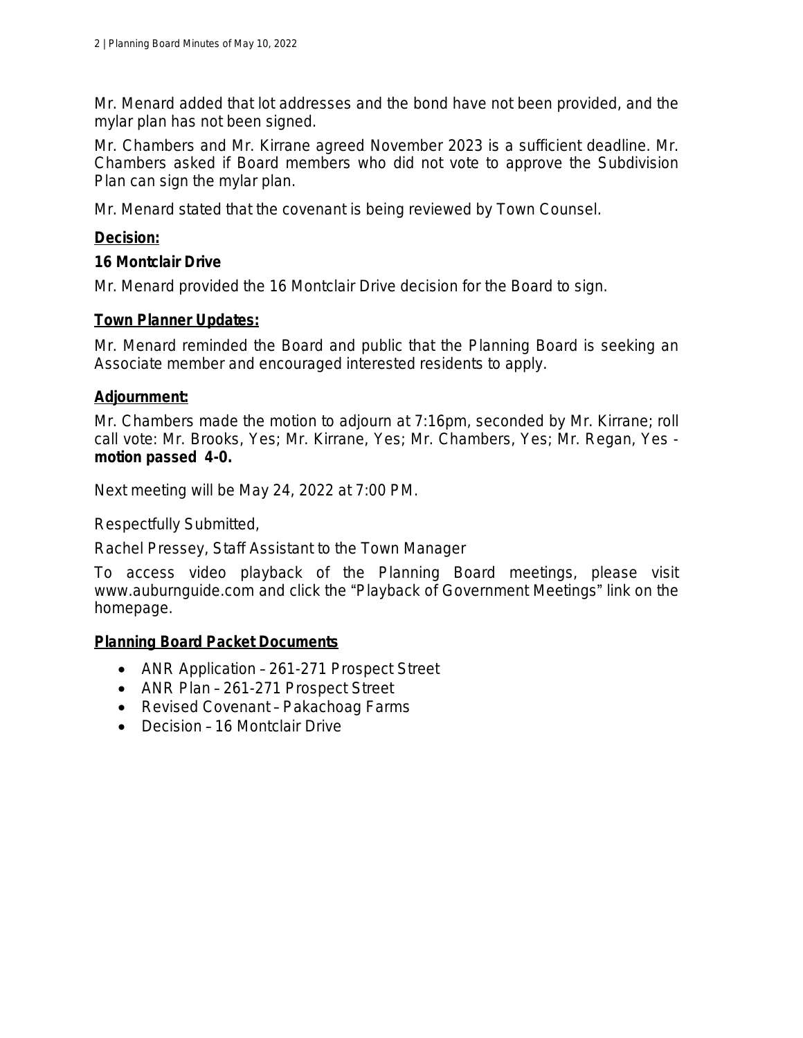Mr. Menard added that lot addresses and the bond have not been provided, and the mylar plan has not been signed.

Mr. Chambers and Mr. Kirrane agreed November 2023 is a sufficient deadline. Mr. Chambers asked if Board members who did not vote to approve the Subdivision Plan can sign the mylar plan.

Mr. Menard stated that the covenant is being reviewed by Town Counsel.

**Decision:**

**16 Montclair Drive**

Mr. Menard provided the 16 Montclair Drive decision for the Board to sign.

**Town Planner Updates:**

Mr. Menard reminded the Board and public that the Planning Board is seeking an Associate member and encouraged interested residents to apply.

**Adjournment:**

Mr. Chambers made the motion to adjourn at 7:16pm, seconded by Mr. Kirrane; roll call vote: Mr. Brooks, Yes; Mr. Kirrane, Yes; Mr. Chambers, Yes; Mr. Regan, Yes - **motion passed 4-0.**

Next meeting will be May 24, 2022 at 7:00 PM.

Respectfully Submitted,

Rachel Pressey, Staff Assistant to the Town Manager

To access video playback of the Planning Board meetings, please visit www.auburnguide.com and click the "Playback of Government Meetings" link on the homepage.

**Planning Board Packet Documents**

- ANR Application – 261-271 Prospect Street
- ANR Plan – 261-271 Prospect Street
- Revised Covenant – Pakachoag Farms
- Decision – 16 Montclair Drive